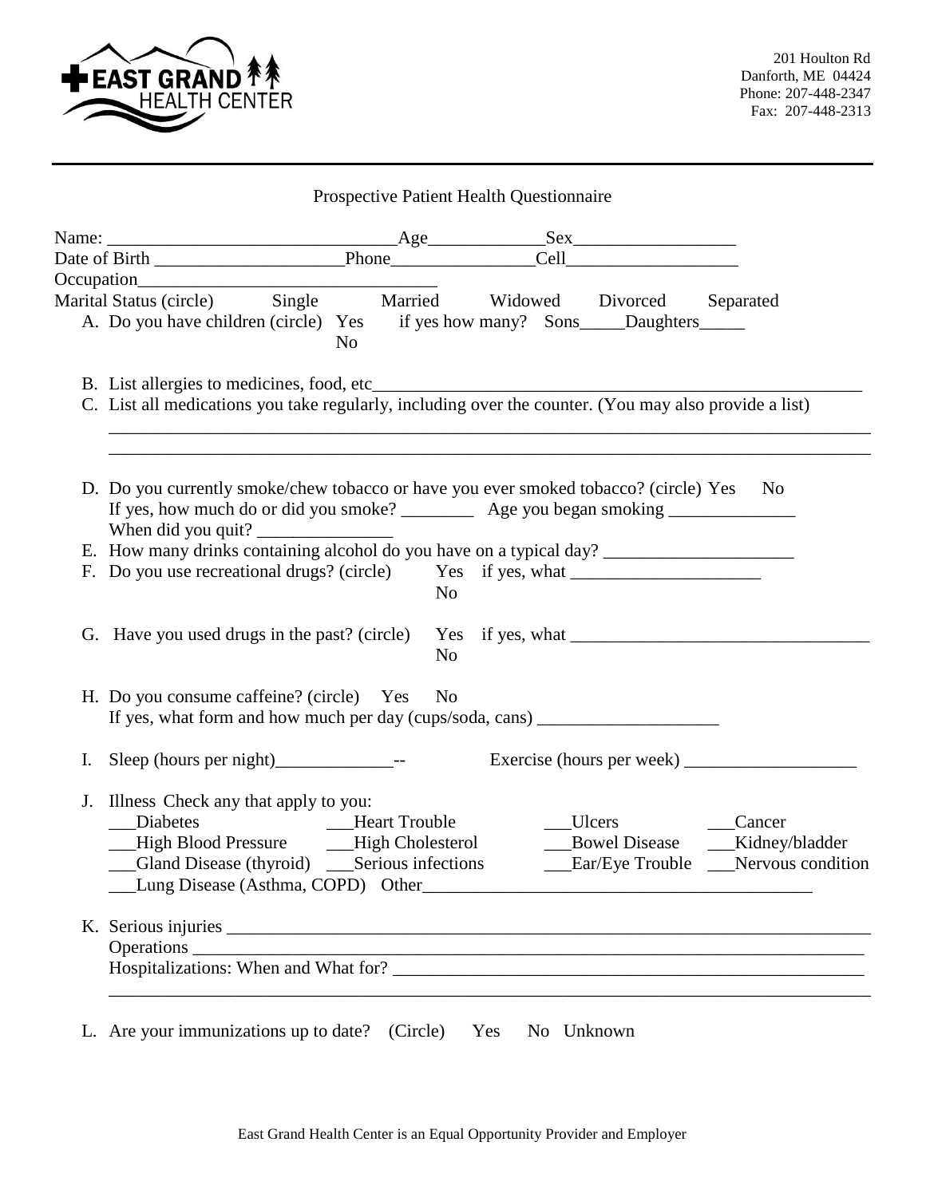EAST GRAND HEALTH CENTER

201 Houlton Rd
Danforth, ME 04424
Phone: 207-448-2347
Fax: 207-448-2313

## Prospective Patient Health Questionnaire

Name: ________________________________Age_____________Sex__________________
Date of Birth _____________________Phone________________Cell___________________
Occupation_________________________________
Marital Status (circle) Single Married Widowed Divorced Separated

A. Do you have children (circle) Yes No if yes how many? Sons_____Daughters_____

B. List allergies to medicines, food, etc_______________________________________________

C. List all medications you take regularly, including over the counter. (You may also provide a list)
_____________________________________________________________________________
_____________________________________________________________________________

D. Do you currently smoke/chew tobacco or have you ever smoked tobacco? (circle) Yes No
If yes, how much do or did you smoke? ________ Age you began smoking ______________
When did you quit? _______________

E. How many drinks containing alcohol do you have on a typical day? _____________________

F. Do you use recreational drugs? (circle) Yes No if yes, what _____________________

G. Have you used drugs in the past? (circle) Yes No if yes, what _________________________________

H. Do you consume caffeine? (circle) Yes No
If yes, what form and how much per day (cups/soda, cans) ____________________

I. Sleep (hours per night)_____________-- Exercise (hours per week) ___________________

J. Illness Check any that apply to you:
___Diabetes ___Heart Trouble ___Ulcers ___Cancer
___High Blood Pressure ___High Cholesterol ___Bowel Disease ___Kidney/bladder
___Gland Disease (thyroid) ___Serious infections ___Ear/Eye Trouble ___Nervous condition
___Lung Disease (Asthma, COPD) Other___________________________________________

K. Serious injuries __________________________________________________________________
Operations ______________________________________________________________________
Hospitalizations: When and What for? _____________________________________________
_____________________________________________________________________________

L. Are your immunizations up to date? (Circle) Yes No Unknown

East Grand Health Center is an Equal Opportunity Provider and Employer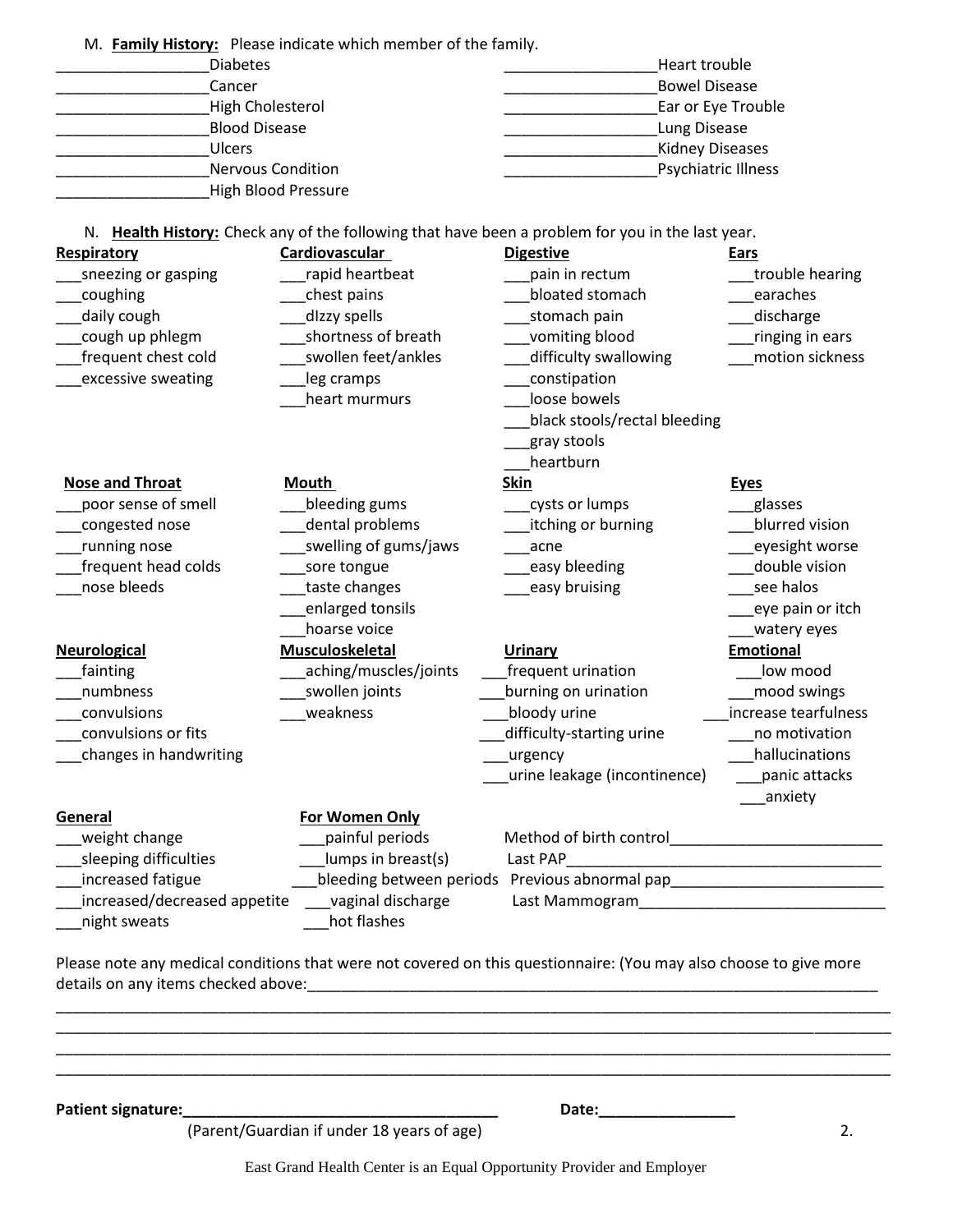M. **Family History:** Please indicate which member of the family.

__________________Diabetes

__________________Cancer

__________________High Cholesterol

__________________Blood Disease

__________________Ulcers

__________________Nervous Condition

__________________High Blood Pressure

__________________Heart trouble

__________________Bowel Disease

__________________Ear or Eye Trouble

__________________Lung Disease

__________________Kidney Diseases

__________________Psychiatric Illness

N. **Health History:** Check any of the following that have been a problem for you in the last year.

**Respiratory**

___sneezing or gasping
___coughing
___daily cough
___cough up phlegm
___frequent chest cold
___excessive sweating

**Cardiovascular**

___rapid heartbeat
___chest pains
___dIzzy spells
___shortness of breath
___swollen feet/ankles
___leg cramps
___heart murmurs

**Digestive**

___pain in rectum
___bloated stomach
___stomach pain
___vomiting blood
___difficulty swallowing
___constipation
___loose bowels
___black stools/rectal bleeding
___gray stools
___heartburn

**Ears**

___trouble hearing
___earaches
___discharge
___ringing in ears
___motion sickness

**Nose and Throat**

___poor sense of smell
___congested nose
___running nose
___frequent head colds
___nose bleeds

**Mouth**

___bleeding gums
___dental problems
___swelling of gums/jaws
___sore tongue
___taste changes
___enlarged tonsils
___hoarse voice

**Skin**

___cysts or lumps
___itching or burning
___acne
___easy bleeding
___easy bruising

**Eyes**

___glasses
___blurred vision
___eyesight worse
___double vision
___see halos
___eye pain or itch
___watery eyes

**Neurological**

___fainting
___numbness
___convulsions
___convulsions or fits
___changes in handwriting

**Musculoskeletal**

___aching/muscles/joints
___swollen joints
___weakness

**Urinary**

___frequent urination
___burning on urination
___bloody urine
___difficulty-starting urine
___urgency
___urine leakage (incontinence)

**Emotional**

___low mood
___mood swings
___increase tearfulness
___no motivation
___hallucinations
___panic attacks
___anxiety

**General**

___weight change
___sleeping difficulties
___increased fatigue
___increased/decreased appetite
___night sweats

**For Women Only**

___painful periods
___lumps in breast(s)
___bleeding between periods
___vaginal discharge
___hot flashes

Method of birth control_________________________

Last PAP______________________________________

Previous abnormal pap_________________________

Last Mammogram_____________________________

Please note any medical conditions that were not covered on this questionnaire: (You may also choose to give more details on any items checked above:_______________________________________________________________________

______________________________________________________________________________________________

______________________________________________________________________________________________

______________________________________________________________________________________________

______________________________________________________________________________________________

**Patient signature:**______________________________________ **Date:**________________

(Parent/Guardian if under 18 years of age)

East Grand Health Center is an Equal Opportunity Provider and Employer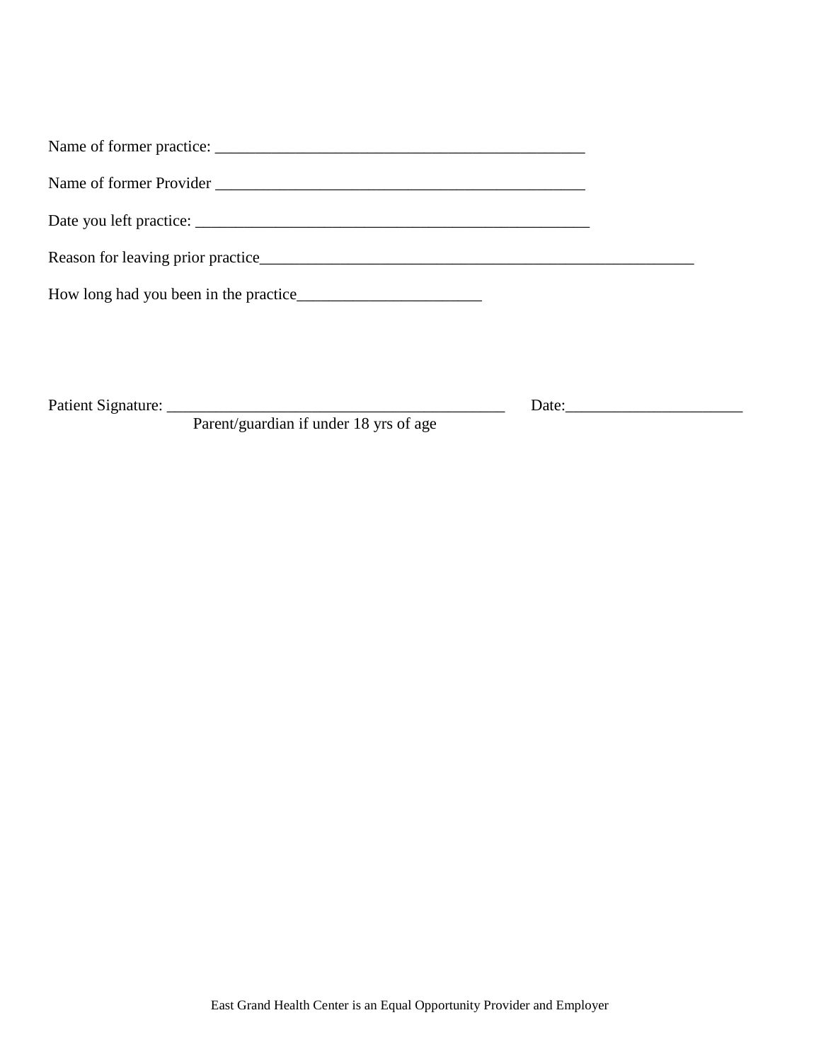Name of former practice: _______________________________________________

Name of former Provider _______________________________________________

Date you left practice: ___________________________________________________

Reason for leaving prior practice_______________________________________________________

How long had you been in the practice_______________________

Patient Signature: ___________________________________________ Date:______________________

Parent/guardian if under 18 yrs of age

East Grand Health Center is an Equal Opportunity Provider and Employer